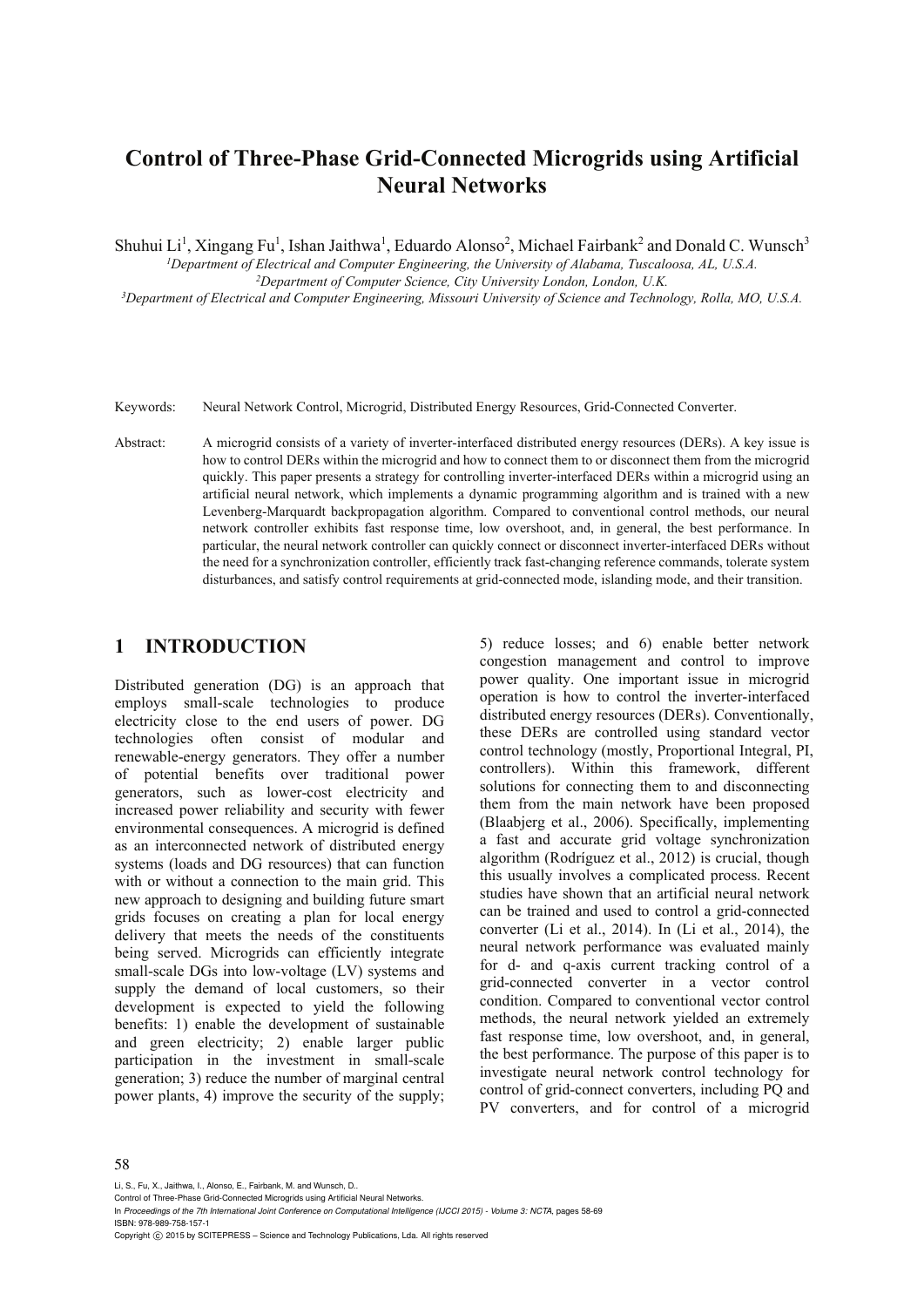# Control of Three-Phase Grid-Connected Microgrids using Artificial Neural Networks

Shuhui Li[1], Xingang Fu[1], Ishan Jaithwa[1], Eduardo Alonso[2], Michael Fairbank[2] and Donald C. Wunsch[3]

[1]*Department of Electrical and Computer Engineering, the University of Alabama, Tuscaloosa, AL, U.S.A.*
[2]*Department of Computer Science, City University London, London, U.K.*
[3]*Department of Electrical and Computer Engineering, Missouri University of Science and Technology, Rolla, MO, U.S.A.*

Keywords: Neural Network Control, Microgrid, Distributed Energy Resources, Grid-Connected Converter.

Abstract: A microgrid consists of a variety of inverter-interfaced distributed energy resources (DERs). A key issue is how to control DERs within the microgrid and how to connect them to or disconnect them from the microgrid quickly. This paper presents a strategy for controlling inverter-interfaced DERs within a microgrid using an artificial neural network, which implements a dynamic programming algorithm and is trained with a new Levenberg-Marquardt backpropagation algorithm. Compared to conventional control methods, our neural network controller exhibits fast response time, low overshoot, and, in general, the best performance. In particular, the neural network controller can quickly connect or disconnect inverter-interfaced DERs without the need for a synchronization controller, efficiently track fast-changing reference commands, tolerate system disturbances, and satisfy control requirements at grid-connected mode, islanding mode, and their transition.

## 1 INTRODUCTION

Distributed generation (DG) is an approach that employs small-scale technologies to produce electricity close to the end users of power. DG technologies often consist of modular and renewable-energy generators. They offer a number of potential benefits over traditional power generators, such as lower-cost electricity and increased power reliability and security with fewer environmental consequences. A microgrid is defined as an interconnected network of distributed energy systems (loads and DG resources) that can function with or without a connection to the main grid. This new approach to designing and building future smart grids focuses on creating a plan for local energy delivery that meets the needs of the constituents being served. Microgrids can efficiently integrate small-scale DGs into low-voltage (LV) systems and supply the demand of local customers, so their development is expected to yield the following benefits: 1) enable the development of sustainable and green electricity; 2) enable larger public participation in the investment in small-scale generation; 3) reduce the number of marginal central power plants, 4) improve the security of the supply; 5) reduce losses; and 6) enable better network congestion management and control to improve power quality. One important issue in microgrid operation is how to control the inverter-interfaced distributed energy resources (DERs). Conventionally, these DERs are controlled using standard vector control technology (mostly, Proportional Integral, PI, controllers). Within this framework, different solutions for connecting them to and disconnecting them from the main network have been proposed (Blaabjerg et al., 2006). Specifically, implementing a fast and accurate grid voltage synchronization algorithm (Rodríguez et al., 2012) is crucial, though this usually involves a complicated process. Recent studies have shown that an artificial neural network can be trained and used to control a grid-connected converter (Li et al., 2014). In (Li et al., 2014), the neural network performance was evaluated mainly for d- and q-axis current tracking control of a grid-connected converter in a vector control condition. Compared to conventional vector control methods, the neural network yielded an extremely fast response time, low overshoot, and, in general, the best performance. The purpose of this paper is to investigate neural network control technology for control of grid-connect converters, including PQ and PV converters, and for control of a microgrid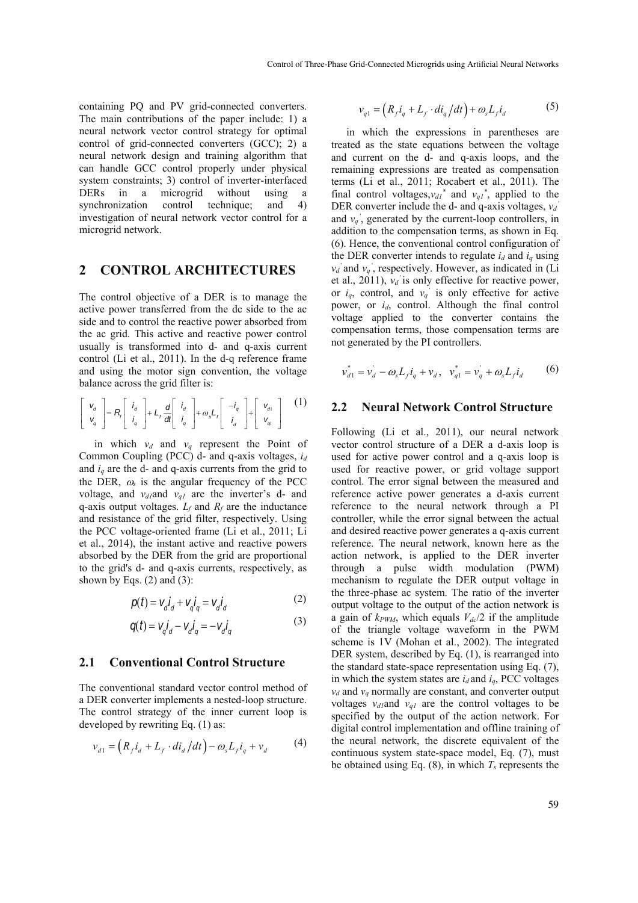containing PQ and PV grid-connected converters. The main contributions of the paper include: 1) a neural network vector control strategy for optimal control of grid-connected converters (GCC); 2) a neural network design and training algorithm that can handle GCC control properly under physical system constraints; 3) control of inverter-interfaced DERs in a microgrid without using a synchronization control technique; and 4) investigation of neural network vector control for a microgrid network.

## 2 CONTROL ARCHITECTURES

The control objective of a DER is to manage the active power transferred from the dc side to the ac side and to control the reactive power absorbed from the ac grid. This active and reactive power control usually is transformed into d- and q-axis current control (Li et al., 2011). In the d-q reference frame and using the motor sign convention, the voltage balance across the grid filter is:

$$\begin{bmatrix} v_d \\ v_q \end{bmatrix} = R_f \begin{bmatrix} i_d \\ i_q \end{bmatrix} + L_f \frac{d}{dt} \begin{bmatrix} i_d \\ i_q \end{bmatrix} + \omega_s L_f \begin{bmatrix} -i_q \\ i_d \end{bmatrix} + \begin{bmatrix} v_{d1} \\ v_{q1} \end{bmatrix} \tag{1}$$

in which $v_d$ and $v_q$ represent the Point of Common Coupling (PCC) d- and q-axis voltages, $i_d$ and $i_q$ are the d- and q-axis currents from the grid to the DER, $\omega_s$ is the angular frequency of the PCC voltage, and $v_{d1}$and $v_{q1}$ are the inverter's d- and q-axis output voltages. $L_f$ and $R_f$ are the inductance and resistance of the grid filter, respectively. Using the PCC voltage-oriented frame (Li et al., 2011; Li et al., 2014), the instant active and reactive powers absorbed by the DER from the grid are proportional to the grid's d- and q-axis currents, respectively, as shown by Eqs. (2) and (3):

$$p(t) = v_d i_d + v_q i_q = v_d i_d \tag{2}$$

$$q(t) = v_q i_d - v_d i_q = -v_d i_q \tag{3}$$

### 2.1 Conventional Control Structure

The conventional standard vector control method of a DER converter implements a nested-loop structure. The control strategy of the inner current loop is developed by rewriting Eq. (1) as:

$$v_{d1} = \left( R_f i_d + L_f \cdot di_d / dt \right) - \omega_s L_f i_q + v_d \tag{4}$$

$$v_{q1} = \left( R_f i_q + L_f \cdot di_q / dt \right) + \omega_s L_f i_d \tag{5}$$

in which the expressions in parentheses are treated as the state equations between the voltage and current on the d- and q-axis loops, and the remaining expressions are treated as compensation terms (Li et al., 2011; Rocabert et al., 2011). The final control voltages,$v_{d1}^*$ and $v_{q1}^*$, applied to the DER converter include the d- and q-axis voltages, $v_d^{'}$ and $v_q^{'}$, generated by the current-loop controllers, in addition to the compensation terms, as shown in Eq. (6). Hence, the conventional control configuration of the DER converter intends to regulate $i_d$ and $i_q$ using $v_d^{'}$ and $v_q^{'}$, respectively. However, as indicated in (Li et al., 2011), $v_d^{'}$ is only effective for reactive power, or $i_q$, control, and $v_q^{'}$ is only effective for active power, or $i_d$, control. Although the final control voltage applied to the converter contains the compensation terms, those compensation terms are not generated by the PI controllers.

$$v_{d1}^* = v_d^{'} - \omega_s L_f i_q + v_d , \quad v_{q1}^* = v_q^{'} + \omega_s L_f i_d \tag{6}$$

### 2.2 Neural Network Control Structure

Following (Li et al., 2011), our neural network vector control structure of a DER a d-axis loop is used for active power control and a q-axis loop is used for reactive power, or grid voltage support control. The error signal between the measured and reference active power generates a d-axis current reference to the neural network through a PI controller, while the error signal between the actual and desired reactive power generates a q-axis current reference. The neural network, known here as the action network, is applied to the DER inverter through a pulse width modulation (PWM) mechanism to regulate the DER output voltage in the three-phase ac system. The ratio of the inverter output voltage to the output of the action network is a gain of $k_{PWM}$, which equals $V_{dc}/2$ if the amplitude of the triangle voltage waveform in the PWM scheme is 1V (Mohan et al., 2002). The integrated DER system, described by Eq. (1), is rearranged into the standard state-space representation using Eq. (7), in which the system states are $i_d$ and $i_q$, PCC voltages $v_d$ and $v_q$ normally are constant, and converter output voltages $v_{d1}$and $v_{q1}$ are the control voltages to be specified by the output of the action network. For digital control implementation and offline training of the neural network, the discrete equivalent of the continuous system state-space model, Eq. (7), must be obtained using Eq. (8), in which $T_s$ represents the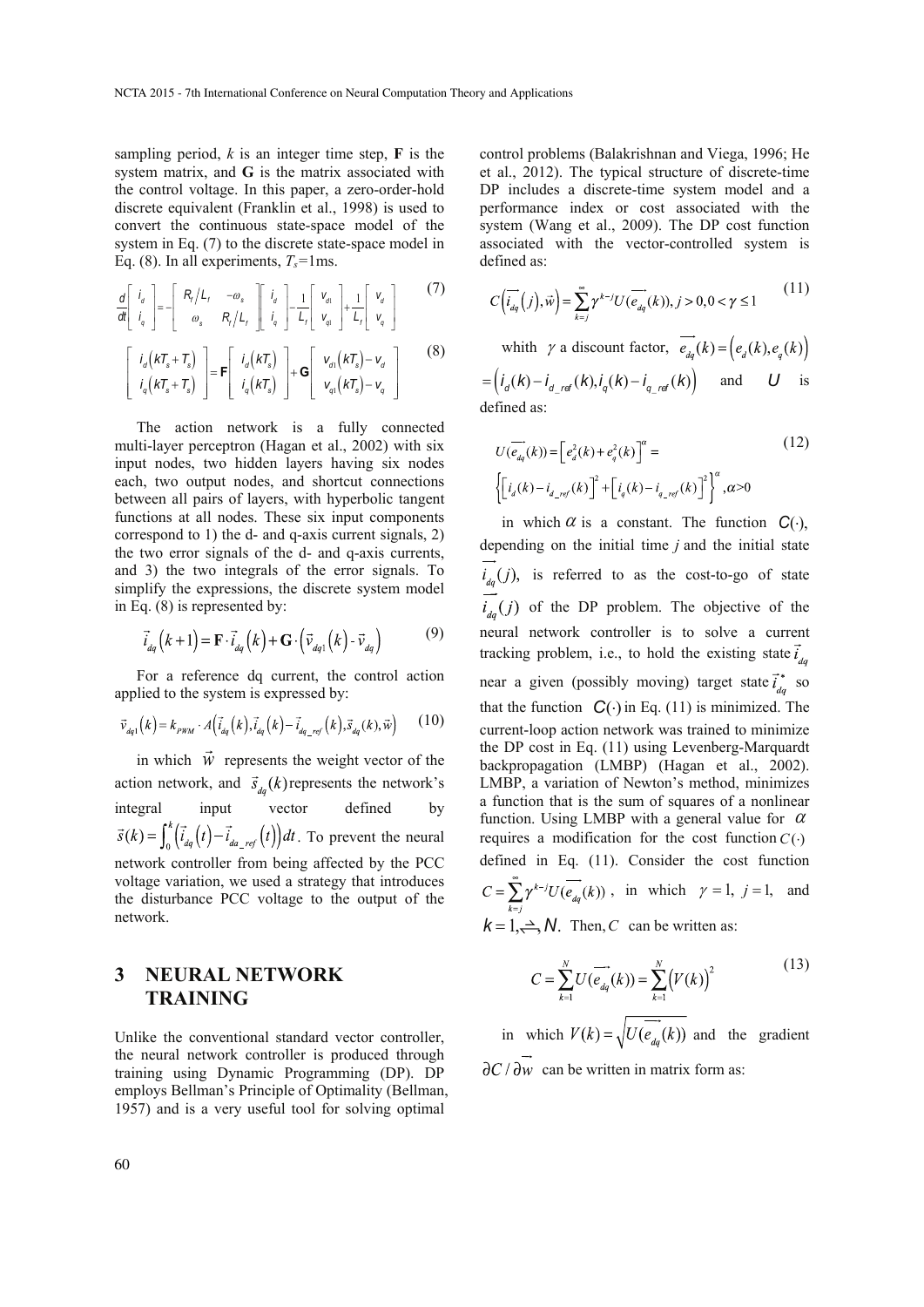sampling period, $k$ is an integer time step, **F** is the system matrix, and **G** is the matrix associated with the control voltage. In this paper, a zero-order-hold discrete equivalent (Franklin et al., 1998) is used to convert the continuous state-space model of the system in Eq. (7) to the discrete state-space model in Eq. (8). In all experiments, $T_s$=1ms.

$$\frac{d}{dt}\begin{bmatrix} i_d \\ i_q \end{bmatrix} = -\begin{bmatrix} R_f/L_f & -\omega_s \\ \omega_s & R_f/L_f \end{bmatrix}\begin{bmatrix} i_d \\ i_q \end{bmatrix} - \frac{1}{L_f}\begin{bmatrix} v_{d1} \\ v_{q1} \end{bmatrix} + \frac{1}{L_f}\begin{bmatrix} v_d \\ v_q \end{bmatrix} \tag{7}$$

$$\begin{bmatrix} i_d(kT_s+T_s) \\ i_q(kT_s+T_s) \end{bmatrix} = \mathbf{F}\begin{bmatrix} i_d(kT_s) \\ i_q(kT_s) \end{bmatrix} + \mathbf{G}\begin{bmatrix} v_{d1}(kT_s)-v_d \\ v_{q1}(kT_s)-v_q \end{bmatrix} \tag{8}$$

The action network is a fully connected multi-layer perceptron (Hagan et al., 2002) with six input nodes, two hidden layers having six nodes each, two output nodes, and shortcut connections between all pairs of layers, with hyperbolic tangent functions at all nodes. These six input components correspond to 1) the d- and q-axis current signals, 2) the two error signals of the d- and q-axis currents, and 3) the two integrals of the error signals. To simplify the expressions, the discrete system model in Eq. (8) is represented by:

$$\vec{i}_{dq}(k+1) = \mathbf{F}\cdot\vec{i}_{dq}(k) + \mathbf{G}\cdot\left(\vec{v}_{dq1}(k) - \vec{v}_{dq}\right) \tag{9}$$

For a reference dq current, the control action applied to the system is expressed by:

$$\vec{v}_{dq1}(k) = k_{PWM}\cdot A\left(\vec{i}_{dq}(k), \vec{i}_{dq}(k) - \vec{i}_{dq\_ref}(k), \vec{s}_{dq}(k), \vec{w}\right) \tag{10}$$

in which $\vec{w}$ represents the weight vector of the action network, and $\vec{s}_{dq}(k)$ represents the network's integral input vector defined by $\vec{s}(k) = \int_0^k \left(\vec{i}_{dq}(t) - \vec{i}_{da\_ref}(t)\right)dt$. To prevent the neural network controller from being affected by the PCC voltage variation, we used a strategy that introduces the disturbance PCC voltage to the output of the network.

# 3 NEURAL NETWORK TRAINING

Unlike the conventional standard vector controller, the neural network controller is produced through training using Dynamic Programming (DP). DP employs Bellman's Principle of Optimality (Bellman, 1957) and is a very useful tool for solving optimal control problems (Balakrishnan and Viega, 1996; He et al., 2012). The typical structure of discrete-time DP includes a discrete-time system model and a performance index or cost associated with the system (Wang et al., 2009). The DP cost function associated with the vector-controlled system is defined as:

$$C\left(\overrightarrow{i_{dq}}(j), \vec{w}\right) = \sum_{k=j}^{\infty}\gamma^{k-j}U(\overrightarrow{e_{dq}}(k)), j>0, 0<\gamma\leq 1 \tag{11}$$

whith $\gamma$ a discount factor, $\overrightarrow{e_{dq}}(k) = \left(e_d(k), e_q(k)\right)$ $= \left(i_d(k) - i_{d\_ref}(k), i_q(k) - i_{q\_ref}(k)\right)$ and $U$ is defined as:

$$U(\overrightarrow{e_{dq}}(k)) = \left[e_d^2(k) + e_q^2(k)\right]^{\alpha} = \left\{\left[i_d(k) - i_{d\_ref}(k)\right]^2 + \left[i_q(k) - i_{q\_ref}(k)\right]^2\right\}^{\alpha}, \alpha>0 \tag{12}$$

in which $\alpha$ is a constant. The function $C(\cdot)$, depending on the initial time $j$ and the initial state $\overrightarrow{i_{dq}}(j)$, is referred to as the cost-to-go of state $\overrightarrow{i_{dq}}(j)$ of the DP problem. The objective of the neural network controller is to solve a current tracking problem, i.e., to hold the existing state $\vec{i}_{dq}$ near a given (possibly moving) target state $\vec{i}_{dq}^{\,*}$ so that the function $C(\cdot)$ in Eq. (11) is minimized. The current-loop action network was trained to minimize the DP cost in Eq. (11) using Levenberg-Marquardt backpropagation (LMBP) (Hagan et al., 2002). LMBP, a variation of Newton's method, minimizes a function that is the sum of squares of a nonlinear function. Using LMBP with a general value for $\alpha$ requires a modification for the cost function $C(\cdot)$ defined in Eq. (11). Consider the cost function $C = \sum_{k=j}^{\infty}\gamma^{k-j}U(\overrightarrow{e_{dq}}(k))$, in which $\gamma = 1$, $j = 1$, and $k = 1, \ldots, N$. Then, $C$ can be written as:

$$C = \sum_{k=1}^{N}U(\overrightarrow{e_{dq}}(k)) = \sum_{k=1}^{N}\left(V(k)\right)^2 \tag{13}$$

in which $V(k) = \sqrt{U(\overrightarrow{e_{dq}}(k))}$ and the gradient $\partial C/\partial\vec{w}$ can be written in matrix form as: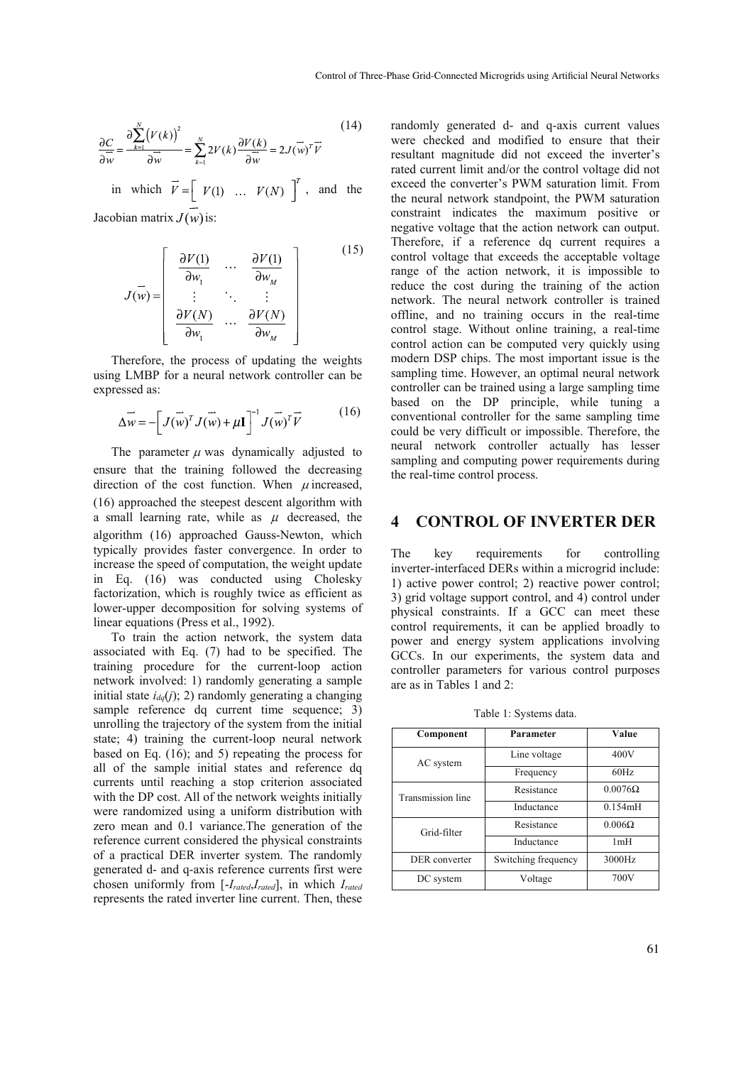$$\frac{\partial C}{\partial \vec{w}} = \frac{\partial \sum_{k=1}^{N} \left(V(k)\right)^2}{\partial \vec{w}} = \sum_{k=1}^{N} 2V(k)\frac{\partial V(k)}{\partial \vec{w}} = 2J(\vec{w})^T \vec{V} \tag{14}$$

in which $\vec{V} = \begin{bmatrix} V(1) & \dots & V(N) \end{bmatrix}^T$, and the Jacobian matrix $J(\vec{w})$ is:

$$J(\vec{w}) = \begin{bmatrix} \frac{\partial V(1)}{\partial w_1} & \cdots & \frac{\partial V(1)}{\partial w_M} \\ \vdots & \ddots & \vdots \\ \frac{\partial V(N)}{\partial w_1} & \cdots & \frac{\partial V(N)}{\partial w_M} \end{bmatrix} \tag{15}$$

Therefore, the process of updating the weights using LMBP for a neural network controller can be expressed as:

$$\Delta \vec{w} = -\left[ J(\vec{w})^T J(\vec{w}) + \mu \mathbf{I} \right]^{-1} J(\vec{w})^T \vec{V} \tag{16}$$

The parameter $\mu$ was dynamically adjusted to ensure that the training followed the decreasing direction of the cost function. When $\mu$ increased, (16) approached the steepest descent algorithm with a small learning rate, while as $\mu$ decreased, the algorithm (16) approached Gauss-Newton, which typically provides faster convergence. In order to increase the speed of computation, the weight update in Eq. (16) was conducted using Cholesky factorization, which is roughly twice as efficient as lower-upper decomposition for solving systems of linear equations (Press et al., 1992).

To train the action network, the system data associated with Eq. (7) had to be specified. The training procedure for the current-loop action network involved: 1) randomly generating a sample initial state $i_{dq}(j)$; 2) randomly generating a changing sample reference dq current time sequence; 3) unrolling the trajectory of the system from the initial state; 4) training the current-loop neural network based on Eq. (16); and 5) repeating the process for all of the sample initial states and reference dq currents until reaching a stop criterion associated with the DP cost. All of the network weights initially were randomized using a uniform distribution with zero mean and 0.1 variance.The generation of the reference current considered the physical constraints of a practical DER inverter system. The randomly generated d- and q-axis reference currents first were chosen uniformly from [$-I_{rated}$,$I_{rated}$], in which $I_{rated}$ represents the rated inverter line current. Then, these randomly generated d- and q-axis current values were checked and modified to ensure that their resultant magnitude did not exceed the inverter's rated current limit and/or the control voltage did not exceed the converter's PWM saturation limit. From the neural network standpoint, the PWM saturation constraint indicates the maximum positive or negative voltage that the action network can output. Therefore, if a reference dq current requires a control voltage that exceeds the acceptable voltage range of the action network, it is impossible to reduce the cost during the training of the action network. The neural network controller is trained offline, and no training occurs in the real-time control stage. Without online training, a real-time control action can be computed very quickly using modern DSP chips. The most important issue is the sampling time. However, an optimal neural network controller can be trained using a large sampling time based on the DP principle, while tuning a conventional controller for the same sampling time could be very difficult or impossible. Therefore, the neural network controller actually has lesser sampling and computing power requirements during the real-time control process.

# 4 CONTROL OF INVERTER DER

The key requirements for controlling inverter-interfaced DERs within a microgrid include: 1) active power control; 2) reactive power control; 3) grid voltage support control, and 4) control under physical constraints. If a GCC can meet these control requirements, it can be applied broadly to power and energy system applications involving GCCs. In our experiments, the system data and controller parameters for various control purposes are as in Tables 1 and 2:

Table 1: Systems data.

| Component | Parameter | Value |
|---|---|---|
| AC system | Line voltage | 400V |
| | Frequency | 60Hz |
| Transmission line | Resistance | 0.0076Ω |
| | Inductance | 0.154mH |
| Grid-filter | Resistance | 0.006Ω |
| | Inductance | 1mH |
| DER converter | Switching frequency | 3000Hz |
| DC system | Voltage | 700V |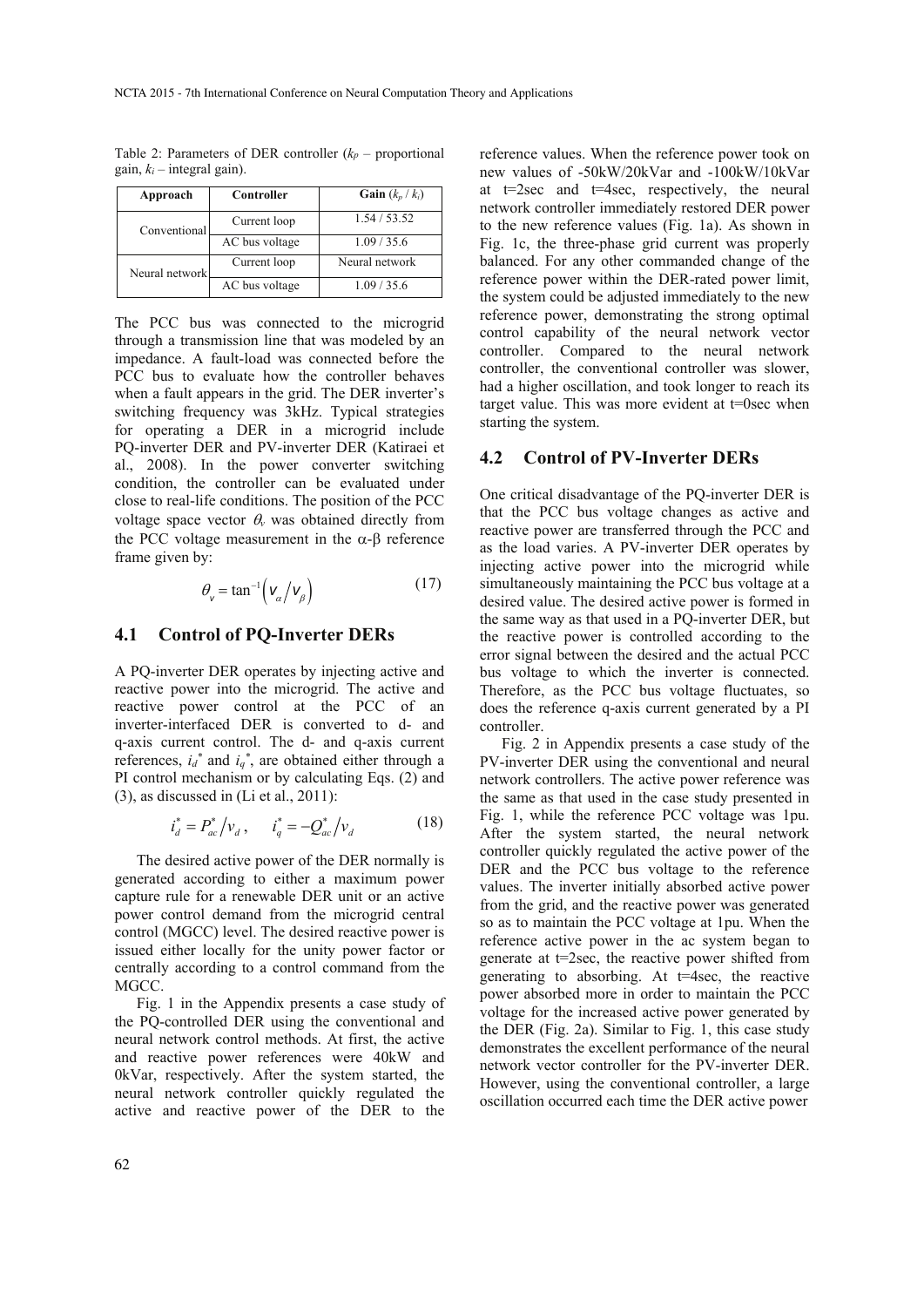Table 2: Parameters of DER controller ($k_p$ – proportional gain, $k_i$ – integral gain).

| Approach | Controller | Gain ($k_p$ / $k_i$) |
|---|---|---|
| Conventional | Current loop | 1.54 / 53.52 |
| | AC bus voltage | 1.09 / 35.6 |
| Neural network | Current loop | Neural network |
| | AC bus voltage | 1.09 / 35.6 |

The PCC bus was connected to the microgrid through a transmission line that was modeled by an impedance. A fault-load was connected before the PCC bus to evaluate how the controller behaves when a fault appears in the grid. The DER inverter's switching frequency was 3kHz. Typical strategies for operating a DER in a microgrid include PQ-inverter DER and PV-inverter DER (Katiraei et al., 2008). In the power converter switching condition, the controller can be evaluated under close to real-life conditions. The position of the PCC voltage space vector $\theta_v$ was obtained directly from the PCC voltage measurement in the α-β reference frame given by:

$$\theta_v = \tan^{-1}\left(v_\alpha / v_\beta\right) \tag{17}$$

## 4.1 Control of PQ-Inverter DERs

A PQ-inverter DER operates by injecting active and reactive power into the microgrid. The active and reactive power control at the PCC of an inverter-interfaced DER is converted to d- and q-axis current control. The d- and q-axis current references, $i_d^*$ and $i_q^*$, are obtained either through a PI control mechanism or by calculating Eqs. (2) and (3), as discussed in (Li et al., 2011):

$$i_d^* = P_{ac}^* / v_d, \quad i_q^* = -Q_{ac}^* / v_d \tag{18}$$

The desired active power of the DER normally is generated according to either a maximum power capture rule for a renewable DER unit or an active power control demand from the microgrid central control (MGCC) level. The desired reactive power is issued either locally for the unity power factor or centrally according to a control command from the MGCC.

Fig. 1 in the Appendix presents a case study of the PQ-controlled DER using the conventional and neural network control methods. At first, the active and reactive power references were 40kW and 0kVar, respectively. After the system started, the neural network controller quickly regulated the active and reactive power of the DER to the reference values. When the reference power took on new values of -50kW/20kVar and -100kW/10kVar at t=2sec and t=4sec, respectively, the neural network controller immediately restored DER power to the new reference values (Fig. 1a). As shown in Fig. 1c, the three-phase grid current was properly balanced. For any other commanded change of the reference power within the DER-rated power limit, the system could be adjusted immediately to the new reference power, demonstrating the strong optimal control capability of the neural network vector controller. Compared to the neural network controller, the conventional controller was slower, had a higher oscillation, and took longer to reach its target value. This was more evident at t=0sec when starting the system.

## 4.2 Control of PV-Inverter DERs

One critical disadvantage of the PQ-inverter DER is that the PCC bus voltage changes as active and reactive power are transferred through the PCC and as the load varies. A PV-inverter DER operates by injecting active power into the microgrid while simultaneously maintaining the PCC bus voltage at a desired value. The desired active power is formed in the same way as that used in a PQ-inverter DER, but the reactive power is controlled according to the error signal between the desired and the actual PCC bus voltage to which the inverter is connected. Therefore, as the PCC bus voltage fluctuates, so does the reference q-axis current generated by a PI controller.

Fig. 2 in Appendix presents a case study of the PV-inverter DER using the conventional and neural network controllers. The active power reference was the same as that used in the case study presented in Fig. 1, while the reference PCC voltage was 1pu. After the system started, the neural network controller quickly regulated the active power of the DER and the PCC bus voltage to the reference values. The inverter initially absorbed active power from the grid, and the reactive power was generated so as to maintain the PCC voltage at 1pu. When the reference active power in the ac system began to generate at t=2sec, the reactive power shifted from generating to absorbing. At t=4sec, the reactive power absorbed more in order to maintain the PCC voltage for the increased active power generated by the DER (Fig. 2a). Similar to Fig. 1, this case study demonstrates the excellent performance of the neural network vector controller for the PV-inverter DER. However, using the conventional controller, a large oscillation occurred each time the DER active power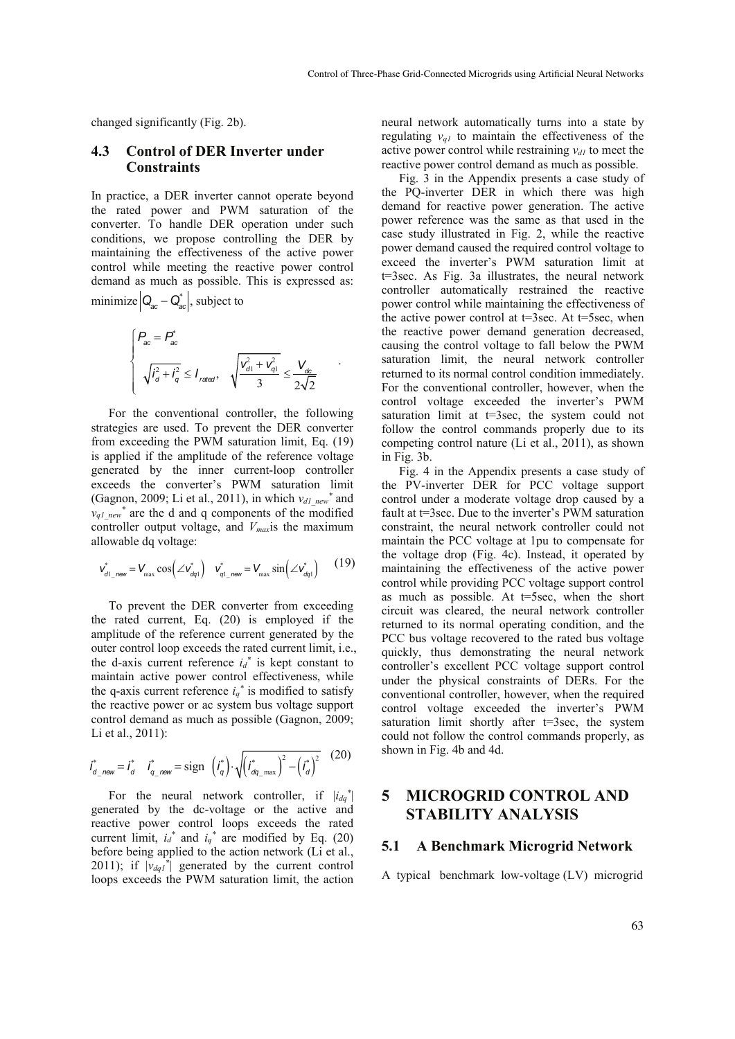changed significantly (Fig. 2b).

### 4.3 Control of DER Inverter under Constraints

In practice, a DER inverter cannot operate beyond the rated power and PWM saturation of the converter. To handle DER operation under such conditions, we propose controlling the DER by maintaining the effectiveness of the active power control while meeting the reactive power control demand as much as possible. This is expressed as: minimize $\left|Q_{ac} - Q_{ac}^{*}\right|$, subject to

$$\begin{cases} P_{ac} = P_{ac}^{*} \\ \sqrt{i_d^2 + i_q^2} \leq I_{rated}, \quad \sqrt{\dfrac{v_{d1}^2 + v_{q1}^2}{3}} \leq \dfrac{V_{dc}}{2\sqrt{2}} \end{cases}.$$

For the conventional controller, the following strategies are used. To prevent the DER converter from exceeding the PWM saturation limit, Eq. (19) is applied if the amplitude of the reference voltage generated by the inner current-loop controller exceeds the converter's PWM saturation limit (Gagnon, 2009; Li et al., 2011), in which $v_{d1\_new}^{*}$ and $v_{q1\_new}^{*}$ are the d and q components of the modified controller output voltage, and $V_{max}$ is the maximum allowable dq voltage:

$$v_{d1\_new}^{*} = V_{\max}\cos\left(\angle v_{dq1}^{*}\right) \quad v_{q1\_new}^{*} = V_{\max}\sin\left(\angle v_{dq1}^{*}\right) \tag{19}$$

To prevent the DER converter from exceeding the rated current, Eq. (20) is employed if the amplitude of the reference current generated by the outer control loop exceeds the rated current limit, i.e., the d-axis current reference $i_d^{*}$ is kept constant to maintain active power control effectiveness, while the q-axis current reference $i_q^{*}$ is modified to satisfy the reactive power or ac system bus voltage support control demand as much as possible (Gagnon, 2009; Li et al., 2011):

$$i_{d\_new}^{*} = i_d^{*} \quad i_{q\_new}^{*} = \text{sign}\left(i_q^{*}\right)\cdot\sqrt{\left(i_{dq\_\max}^{*}\right)^2 - \left(i_d^{*}\right)^2} \tag{20}$$

For the neural network controller, if $|i_{dq}^{*}|$ generated by the dc-voltage or the active and reactive power control loops exceeds the rated current limit, $i_d^{*}$ and $i_q^{*}$ are modified by Eq. (20) before being applied to the action network (Li et al., 2011); if $|v_{dq1}^{*}|$ generated by the current control loops exceeds the PWM saturation limit, the action neural network automatically turns into a state by regulating $v_{q1}$ to maintain the effectiveness of the active power control while restraining $v_{d1}$ to meet the reactive power control demand as much as possible.

Fig. 3 in the Appendix presents a case study of the PQ-inverter DER in which there was high demand for reactive power generation. The active power reference was the same as that used in the case study illustrated in Fig. 2, while the reactive power demand caused the required control voltage to exceed the inverter's PWM saturation limit at t=3sec. As Fig. 3a illustrates, the neural network controller automatically restrained the reactive power control while maintaining the effectiveness of the active power control at t=3sec. At t=5sec, when the reactive power demand generation decreased, causing the control voltage to fall below the PWM saturation limit, the neural network controller returned to its normal control condition immediately. For the conventional controller, however, when the control voltage exceeded the inverter's PWM saturation limit at t=3sec, the system could not follow the control commands properly due to its competing control nature (Li et al., 2011), as shown in Fig. 3b.

Fig. 4 in the Appendix presents a case study of the PV-inverter DER for PCC voltage support control under a moderate voltage drop caused by a fault at t=3sec. Due to the inverter's PWM saturation constraint, the neural network controller could not maintain the PCC voltage at 1pu to compensate for the voltage drop (Fig. 4c). Instead, it operated by maintaining the effectiveness of the active power control while providing PCC voltage support control as much as possible. At t=5sec, when the short circuit was cleared, the neural network controller returned to its normal operating condition, and the PCC bus voltage recovered to the rated bus voltage quickly, thus demonstrating the neural network controller's excellent PCC voltage support control under the physical constraints of DERs. For the conventional controller, however, when the required control voltage exceeded the inverter's PWM saturation limit shortly after t=3sec, the system could not follow the control commands properly, as shown in Fig. 4b and 4d.

## 5 MICROGRID CONTROL AND STABILITY ANALYSIS

### 5.1 A Benchmark Microgrid Network

A typical benchmark low-voltage (LV) microgrid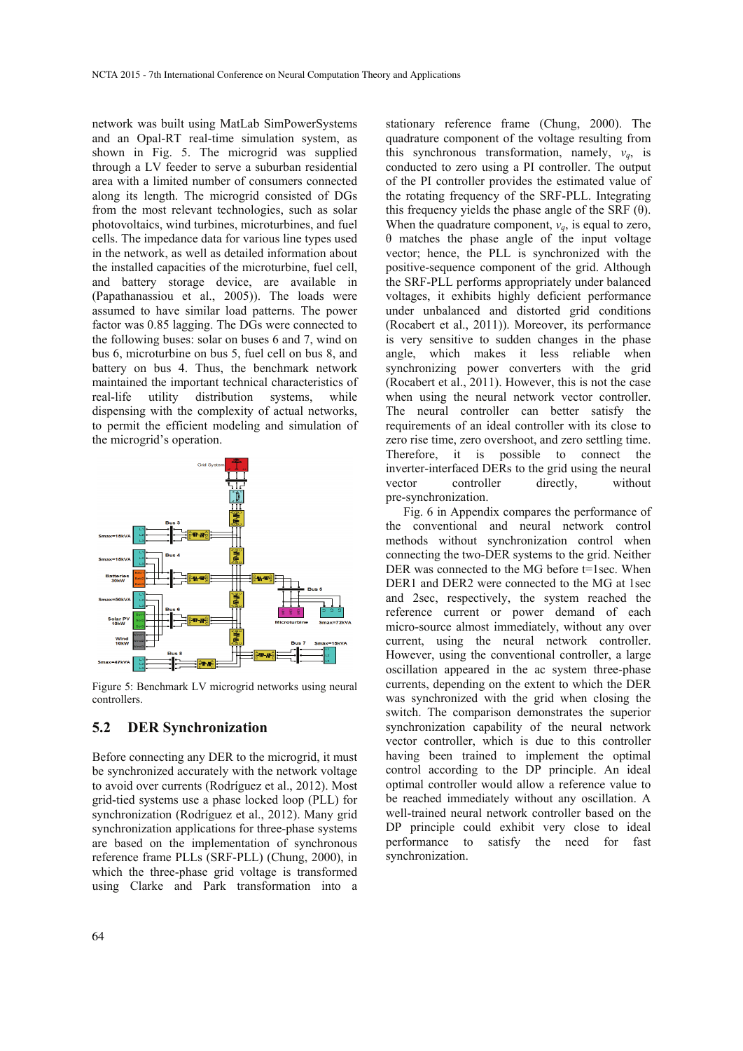network was built using MatLab SimPowerSystems and an Opal-RT real-time simulation system, as shown in Fig. 5. The microgrid was supplied through a LV feeder to serve a suburban residential area with a limited number of consumers connected along its length. The microgrid consisted of DGs from the most relevant technologies, such as solar photovoltaics, wind turbines, microturbines, and fuel cells. The impedance data for various line types used in the network, as well as detailed information about the installed capacities of the microturbine, fuel cell, and battery storage device, are available in (Papathanassiou et al., 2005)). The loads were assumed to have similar load patterns. The power factor was 0.85 lagging. The DGs were connected to the following buses: solar on buses 6 and 7, wind on bus 6, microturbine on bus 5, fuel cell on bus 8, and battery on bus 4. Thus, the benchmark network maintained the important technical characteristics of real-life utility distribution systems, while dispensing with the complexity of actual networks, to permit the efficient modeling and simulation of the microgrid's operation.

Figure 5: Benchmark LV microgrid networks using neural controllers.

## 5.2 DER Synchronization

Before connecting any DER to the microgrid, it must be synchronized accurately with the network voltage to avoid over currents (Rodríguez et al., 2012). Most grid-tied systems use a phase locked loop (PLL) for synchronization (Rodríguez et al., 2012). Many grid synchronization applications for three-phase systems are based on the implementation of synchronous reference frame PLLs (SRF-PLL) (Chung, 2000), in which the three-phase grid voltage is transformed using Clarke and Park transformation into a stationary reference frame (Chung, 2000). The quadrature component of the voltage resulting from this synchronous transformation, namely, $v_q$, is conducted to zero using a PI controller. The output of the PI controller provides the estimated value of the rotating frequency of the SRF-PLL. Integrating this frequency yields the phase angle of the SRF (θ). When the quadrature component, $v_q$, is equal to zero, θ matches the phase angle of the input voltage vector; hence, the PLL is synchronized with the positive-sequence component of the grid. Although the SRF-PLL performs appropriately under balanced voltages, it exhibits highly deficient performance under unbalanced and distorted grid conditions (Rocabert et al., 2011)). Moreover, its performance is very sensitive to sudden changes in the phase angle, which makes it less reliable when synchronizing power converters with the grid (Rocabert et al., 2011). However, this is not the case when using the neural network vector controller. The neural controller can better satisfy the requirements of an ideal controller with its close to zero rise time, zero overshoot, and zero settling time. Therefore, it is possible to connect the inverter-interfaced DERs to the grid using the neural vector controller directly, without pre-synchronization.

Fig. 6 in Appendix compares the performance of the conventional and neural network control methods without synchronization control when connecting the two-DER systems to the grid. Neither DER was connected to the MG before t=1sec. When DER1 and DER2 were connected to the MG at 1sec and 2sec, respectively, the system reached the reference current or power demand of each micro-source almost immediately, without any over current, using the neural network controller. However, using the conventional controller, a large oscillation appeared in the ac system three-phase currents, depending on the extent to which the DER was synchronized with the grid when closing the switch. The comparison demonstrates the superior synchronization capability of the neural network vector controller, which is due to this controller having been trained to implement the optimal control according to the DP principle. An ideal optimal controller would allow a reference value to be reached immediately without any oscillation. A well-trained neural network controller based on the DP principle could exhibit very close to ideal performance to satisfy the need for fast synchronization.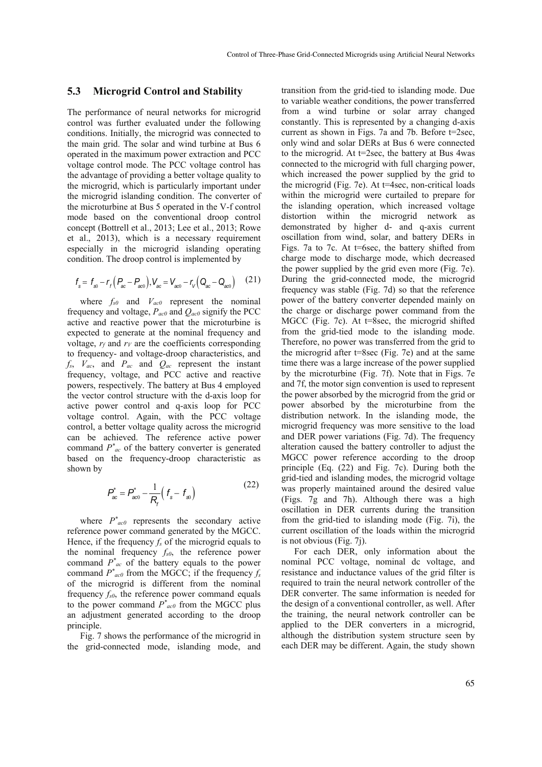### 5.3 Microgrid Control and Stability

The performance of neural networks for microgrid control was further evaluated under the following conditions. Initially, the microgrid was connected to the main grid. The solar and wind turbine at Bus 6 operated in the maximum power extraction and PCC voltage control mode. The PCC voltage control has the advantage of providing a better voltage quality to the microgrid, which is particularly important under the microgrid islanding condition. The converter of the microturbine at Bus 5 operated in the V-f control mode based on the conventional droop control concept (Bottrell et al., 2013; Lee et al., 2013; Rowe et al., 2013), which is a necessary requirement especially in the microgrid islanding operating condition. The droop control is implemented by

$$f_s = f_{s0} - r_f\left(P_{ac} - P_{ac0}\right), V_{ac} = V_{ac0} - r_V\left(Q_{ac} - Q_{ac0}\right) \quad (21)$$

where $f_{s0}$ and $V_{ac0}$ represent the nominal frequency and voltage, $P_{ac0}$ and $Q_{ac0}$ signify the PCC active and reactive power that the microturbine is expected to generate at the nominal frequency and voltage, $r_f$ and $r_V$ are the coefficients corresponding to frequency- and voltage-droop characteristics, and $f_s$, $V_{ac}$, and $P_{ac}$ and $Q_{ac}$ represent the instant frequency, voltage, and PCC active and reactive powers, respectively. The battery at Bus 4 employed the vector control structure with the d-axis loop for active power control and q-axis loop for PCC voltage control. Again, with the PCC voltage control, a better voltage quality across the microgrid can be achieved. The reference active power command $P^*_{ac}$ of the battery converter is generated based on the frequency-droop characteristic as shown by

$$P^*_{ac} = P^*_{ac0} - \frac{1}{R_f}\left(f_s - f_{s0}\right) \quad (22)$$

where $P^*_{ac0}$ represents the secondary active reference power command generated by the MGCC. Hence, if the frequency $f_s$ of the microgrid equals to the nominal frequency $f_{s0}$, the reference power command $P^*_{ac}$ of the battery equals to the power command $P^*_{ac0}$ from the MGCC; if the frequency $f_s$ of the microgrid is different from the nominal frequency $f_{s0}$, the reference power command equals to the power command $P^*_{ac0}$ from the MGCC plus an adjustment generated according to the droop principle.

Fig. 7 shows the performance of the microgrid in the grid-connected mode, islanding mode, and transition from the grid-tied to islanding mode. Due to variable weather conditions, the power transferred from a wind turbine or solar array changed constantly. This is represented by a changing d-axis current as shown in Figs. 7a and 7b. Before t=2sec, only wind and solar DERs at Bus 6 were connected to the microgrid. At t=2sec, the battery at Bus 4was connected to the microgrid with full charging power, which increased the power supplied by the grid to the microgrid (Fig. 7e). At t=4sec, non-critical loads within the microgrid were curtailed to prepare for the islanding operation, which increased voltage distortion within the microgrid network as demonstrated by higher d- and q-axis current oscillation from wind, solar, and battery DERs in Figs. 7a to 7c. At t=6sec, the battery shifted from charge mode to discharge mode, which decreased the power supplied by the grid even more (Fig. 7e). During the grid-connected mode, the microgrid frequency was stable (Fig. 7d) so that the reference power of the battery converter depended mainly on the charge or discharge power command from the MGCC (Fig. 7c). At t=8sec, the microgrid shifted from the grid-tied mode to the islanding mode. Therefore, no power was transferred from the grid to the microgrid after t=8sec (Fig. 7e) and at the same time there was a large increase of the power supplied by the microturbine (Fig. 7f). Note that in Figs. 7e and 7f, the motor sign convention is used to represent the power absorbed by the microgrid from the grid or power absorbed by the microturbine from the distribution network. In the islanding mode, the microgrid frequency was more sensitive to the load and DER power variations (Fig. 7d). The frequency alteration caused the battery controller to adjust the MGCC power reference according to the droop principle (Eq. (22) and Fig. 7c). During both the grid-tied and islanding modes, the microgrid voltage was properly maintained around the desired value (Figs. 7g and 7h). Although there was a high oscillation in DER currents during the transition from the grid-tied to islanding mode (Fig. 7i), the current oscillation of the loads within the microgrid is not obvious (Fig. 7j).

For each DER, only information about the nominal PCC voltage, nominal dc voltage, and resistance and inductance values of the grid filter is required to train the neural network controller of the DER converter. The same information is needed for the design of a conventional controller, as well. After the training, the neural network controller can be applied to the DER converters in a microgrid, although the distribution system structure seen by each DER may be different. Again, the study shown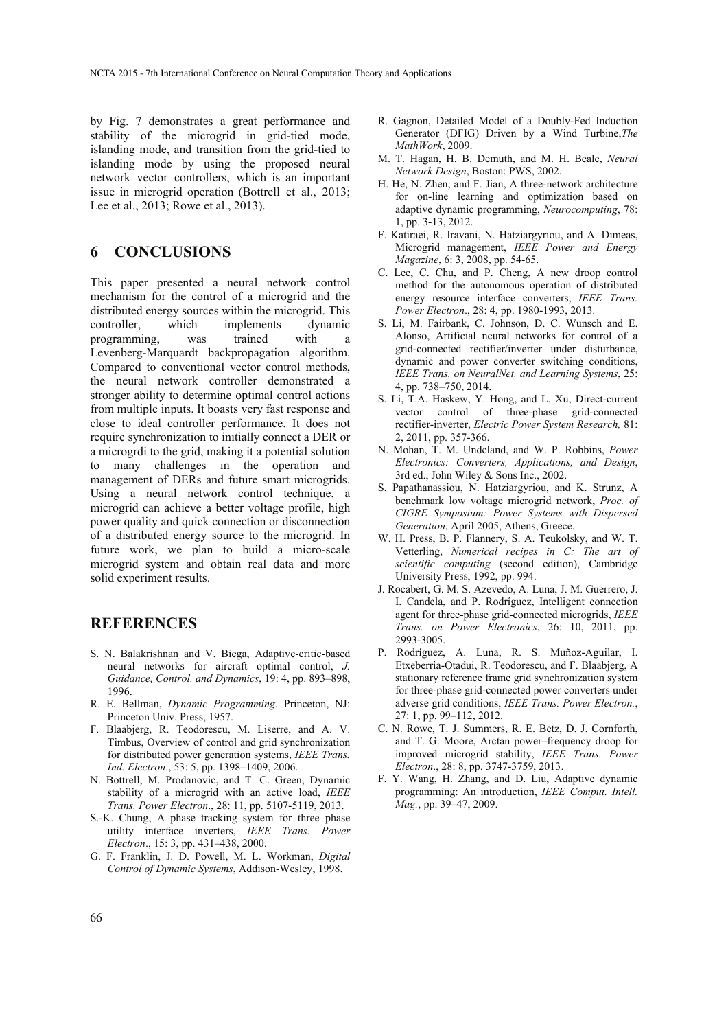by Fig. 7 demonstrates a great performance and stability of the microgrid in grid-tied mode, islanding mode, and transition from the grid-tied to islanding mode by using the proposed neural network vector controllers, which is an important issue in microgrid operation (Bottrell et al., 2013; Lee et al., 2013; Rowe et al., 2013).

## 6 CONCLUSIONS

This paper presented a neural network control mechanism for the control of a microgrid and the distributed energy sources within the microgrid. This controller, which implements dynamic programming, was trained with a Levenberg-Marquardt backpropagation algorithm. Compared to conventional vector control methods, the neural network controller demonstrated a stronger ability to determine optimal control actions from multiple inputs. It boasts very fast response and close to ideal controller performance. It does not require synchronization to initially connect a DER or a microgrdi to the grid, making it a potential solution to many challenges in the operation and management of DERs and future smart microgrids. Using a neural network control technique, a microgrid can achieve a better voltage profile, high power quality and quick connection or disconnection of a distributed energy source to the microgrid. In future work, we plan to build a micro-scale microgrid system and obtain real data and more solid experiment results.

## REFERENCES

S. N. Balakrishnan and V. Biega, Adaptive-critic-based neural networks for aircraft optimal control, *J. Guidance, Control, and Dynamics*, 19: 4, pp. 893–898, 1996.

R. E. Bellman, *Dynamic Programming.* Princeton, NJ: Princeton Univ. Press, 1957.

F. Blaabjerg, R. Teodorescu, M. Liserre, and A. V. Timbus, Overview of control and grid synchronization for distributed power generation systems, *IEEE Trans. Ind. Electron*., 53: 5, pp. 1398–1409, 2006.

N. Bottrell, M. Prodanovic, and T. C. Green, Dynamic stability of a microgrid with an active load, *IEEE Trans. Power Electron*., 28: 11, pp. 5107-5119, 2013.

S.-K. Chung, A phase tracking system for three phase utility interface inverters, *IEEE Trans. Power Electron*., 15: 3, pp. 431–438, 2000.

G. F. Franklin, J. D. Powell, M. L. Workman, *Digital Control of Dynamic Systems*, Addison-Wesley, 1998.

R. Gagnon, Detailed Model of a Doubly-Fed Induction Generator (DFIG) Driven by a Wind Turbine,*The MathWork*, 2009.

M. T. Hagan, H. B. Demuth, and M. H. Beale, *Neural Network Design*, Boston: PWS, 2002.

H. He, N. Zhen, and F. Jian, A three-network architecture for on-line learning and optimization based on adaptive dynamic programming, *Neurocomputing*, 78: 1, pp. 3-13, 2012.

F. Katiraei, R. Iravani, N. Hatziargyriou, and A. Dimeas, Microgrid management, *IEEE Power and Energy Magazine*, 6: 3, 2008, pp. 54-65.

C. Lee, C. Chu, and P. Cheng, A new droop control method for the autonomous operation of distributed energy resource interface converters, *IEEE Trans. Power Electron*., 28: 4, pp. 1980-1993, 2013.

S. Li, M. Fairbank, C. Johnson, D. C. Wunsch and E. Alonso, Artificial neural networks for control of a grid-connected rectifier/inverter under disturbance, dynamic and power converter switching conditions, *IEEE Trans. on NeuralNet. and Learning Systems*, 25: 4, pp. 738–750, 2014.

S. Li, T.A. Haskew, Y. Hong, and L. Xu, Direct-current vector control of three-phase grid-connected rectifier-inverter, *Electric Power System Research,* 81: 2, 2011, pp. 357-366.

N. Mohan, T. M. Undeland, and W. P. Robbins, *Power Electronics: Converters, Applications, and Design*, 3rd ed., John Wiley & Sons Inc., 2002.

S. Papathanassiou, N. Hatziargyriou, and K. Strunz, A benchmark low voltage microgrid network, *Proc. of CIGRE Symposium: Power Systems with Dispersed Generation*, April 2005, Athens, Greece.

W. H. Press, B. P. Flannery, S. A. Teukolsky, and W. T. Vetterling, *Numerical recipes in C: The art of scientific computing* (second edition), Cambridge University Press, 1992, pp. 994.

J. Rocabert, G. M. S. Azevedo, A. Luna, J. M. Guerrero, J. I. Candela, and P. Rodríguez, Intelligent connection agent for three-phase grid-connected microgrids, *IEEE Trans. on Power Electronics*, 26: 10, 2011, pp. 2993-3005.

P. Rodríguez, A. Luna, R. S. Muñoz-Aguilar, I. Etxeberria-Otadui, R. Teodorescu, and F. Blaabjerg, A stationary reference frame grid synchronization system for three-phase grid-connected power converters under adverse grid conditions, *IEEE Trans. Power Electron.*, 27: 1, pp. 99–112, 2012.

C. N. Rowe, T. J. Summers, R. E. Betz, D. J. Cornforth, and T. G. Moore, Arctan power–frequency droop for improved microgrid stability, *IEEE Trans. Power Electron*., 28: 8, pp. 3747-3759, 2013.

F. Y. Wang, H. Zhang, and D. Liu, Adaptive dynamic programming: An introduction, *IEEE Comput. Intell. Mag.*, pp. 39–47, 2009.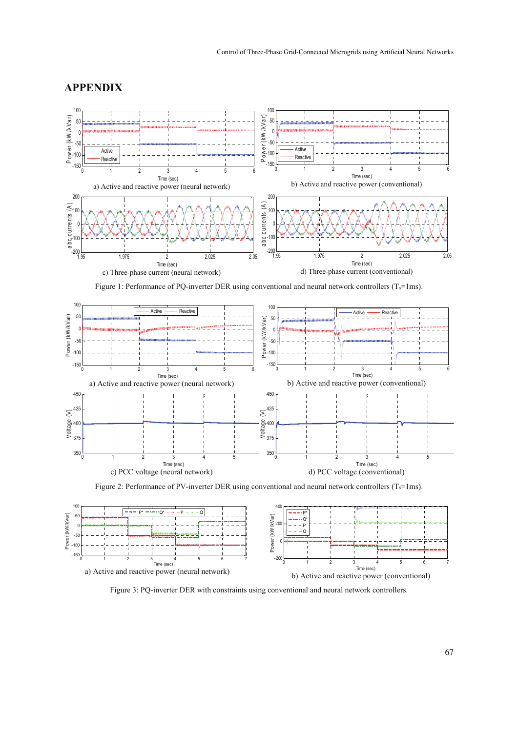# APPENDIX

a) Active and reactive power (neural network)

b) Active and reactive power (conventional)

c) Three-phase current (neural network)

d) Three-phase current (conventional)

Figure 1: Performance of PQ-inverter DER using conventional and neural network controllers ($T_s$=1ms).

a) Active and reactive power (neural network)

b) Active and reactive power (conventional)

c) PCC voltage (neural network)

d) PCC voltage (conventional)

Figure 2: Performance of PV-inverter DER using conventional and neural network controllers ($T_s$=1ms).

a) Active and reactive power (neural network)

b) Active and reactive power (conventional)

Figure 3: PQ-inverter DER with constraints using conventional and neural network controllers.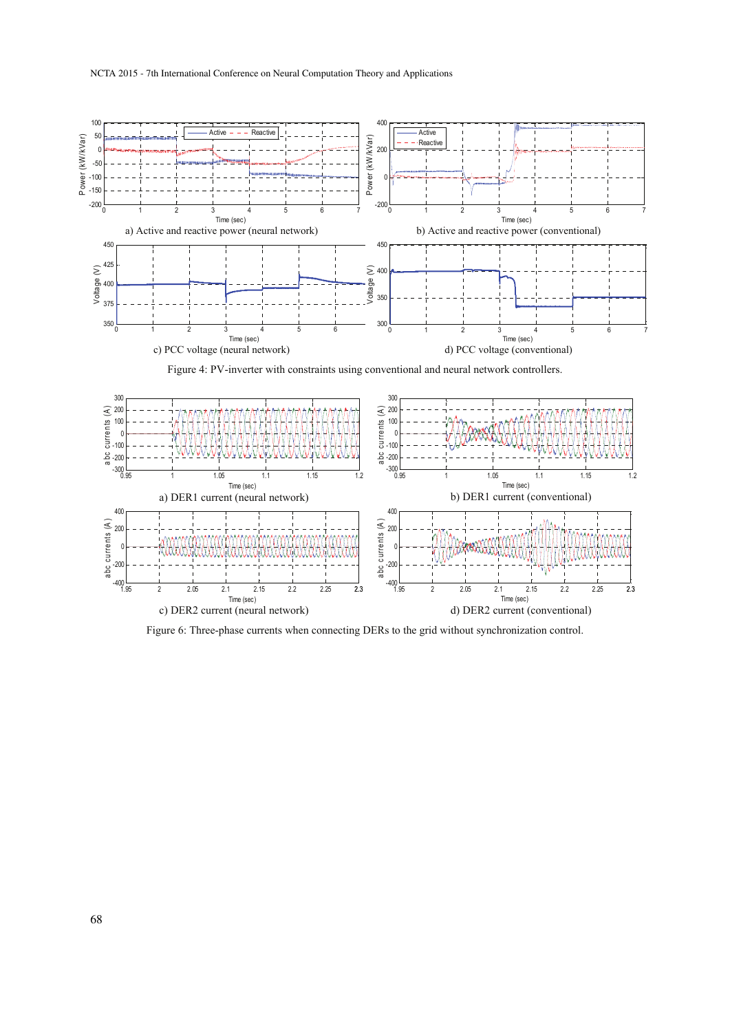a) Active and reactive power (neural network)

b) Active and reactive power (conventional)

c) PCC voltage (neural network)

d) PCC voltage (conventional)

Figure 4: PV-inverter with constraints using conventional and neural network controllers.

a) DER1 current (neural network)

b) DER1 current (conventional)

c) DER2 current (neural network)

d) DER2 current (conventional)

Figure 6: Three-phase currents when connecting DERs to the grid without synchronization control.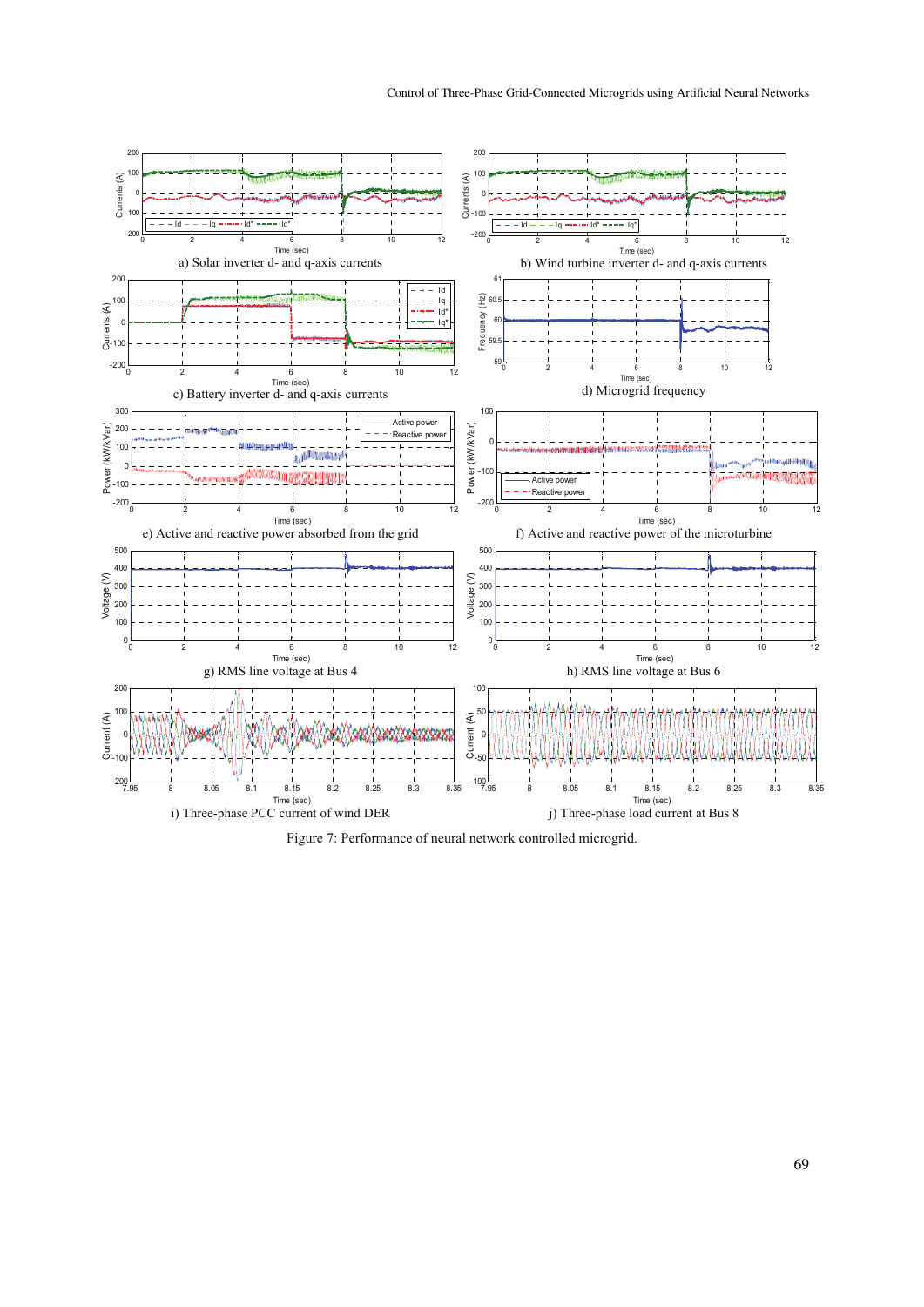a) Solar inverter d- and q-axis currents

200
100
0
-100
-200
Currents (A)
Id Iq Id* Iq*
0 2 4 6 8 10 12
Time (sec)

b) Wind turbine inverter d- and q-axis currents

200
100
0
-100
-200
Currents (A)
Id Iq Id* Iq*
0 2 4 6 8 10 12
Time (sec)

c) Battery inverter d- and q-axis currents

200
100
0
-100
-200
Currents (A)
Id Iq Id* Iq*
0 2 4 6 8 10 12
Time (sec)

d) Microgrid frequency

61
60.5
60
59.5
59
Frequency (Hz)
0 2 4 6 8 10 12
Time (sec)

e) Active and reactive power absorbed from the grid

300
200
100
0
-100
-200
Power (kW/kVar)
Active power Reactive power
0 2 4 6 8 10 12
Time (sec)

f) Active and reactive power of the microturbine

100
0
-100
-200
Power (kW/kVar)
Active power Reactive power
0 2 4 6 8 10 12
Time (sec)

g) RMS line voltage at Bus 4

500
400
300
200
100
0
Voltage (V)
0 2 4 6 8 10 12
Time (sec)

h) RMS line voltage at Bus 6

500
400
300
200
100
0
Voltage (V)
0 2 4 6 8 10 12
Time (sec)

i) Three-phase PCC current of wind DER

200
100
0
-100
-200
Current (A)
7.95 8 8.05 8.1 8.15 8.2 8.25 8.3 8.35
Time (sec)

j) Three-phase load current at Bus 8

100
50
0
-50
-100
Current (A)
7.95 8 8.05 8.1 8.15 8.2 8.25 8.3 8.35
Time (sec)

Figure 7: Performance of neural network controlled microgrid.